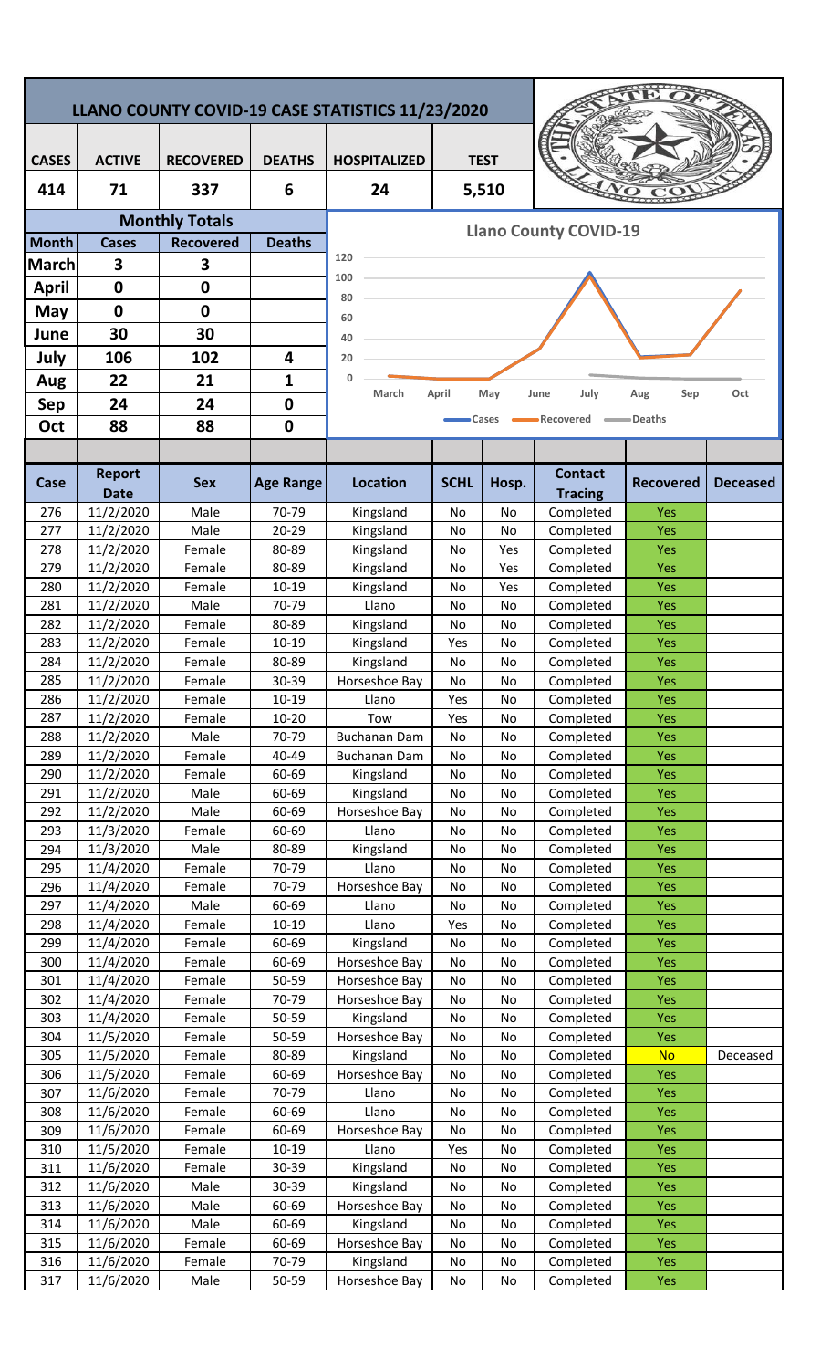# LLANO COUNTY COVID-19 CASE STATISTICS 11/23/2020

| CASES | ACTIVE | RECOVERED | DEATHS | HOSPITALIZED | TEST |
|---|---|---|---|---|---|
| 414 | 71 | 337 | 6 | 24 | 5,510 |

## Monthly Totals

| Month | Cases | Recovered | Deaths |
|---|---|---|---|
| March | 3 | 3 | |
| April | 0 | 0 | |
| May | 0 | 0 | |
| June | 30 | 30 | |
| July | 106 | 102 | 4 |
| Aug | 22 | 21 | 1 |
| Sep | 24 | 24 | 0 |
| Oct | 88 | 88 | 0 |

**Llano County COVID-19**

Cases, Recovered, Deaths (March – Oct)

| Case | Report Date | Sex | Age Range | Location | SCHL | Hosp. | Contact Tracing | Recovered | Deceased |
|---|---|---|---|---|---|---|---|---|---|
| 276 | 11/2/2020 | Male | 70-79 | Kingsland | No | No | Completed | Yes | |
| 277 | 11/2/2020 | Male | 20-29 | Kingsland | No | No | Completed | Yes | |
| 278 | 11/2/2020 | Female | 80-89 | Kingsland | No | Yes | Completed | Yes | |
| 279 | 11/2/2020 | Female | 80-89 | Kingsland | No | Yes | Completed | Yes | |
| 280 | 11/2/2020 | Female | 10-19 | Kingsland | No | Yes | Completed | Yes | |
| 281 | 11/2/2020 | Male | 70-79 | Llano | No | No | Completed | Yes | |
| 282 | 11/2/2020 | Female | 80-89 | Kingsland | No | No | Completed | Yes | |
| 283 | 11/2/2020 | Female | 10-19 | Kingsland | Yes | No | Completed | Yes | |
| 284 | 11/2/2020 | Female | 80-89 | Kingsland | No | No | Completed | Yes | |
| 285 | 11/2/2020 | Female | 30-39 | Horseshoe Bay | No | No | Completed | Yes | |
| 286 | 11/2/2020 | Female | 10-19 | Llano | Yes | No | Completed | Yes | |
| 287 | 11/2/2020 | Female | 10-20 | Tow | Yes | No | Completed | Yes | |
| 288 | 11/2/2020 | Male | 70-79 | Buchanan Dam | No | No | Completed | Yes | |
| 289 | 11/2/2020 | Female | 40-49 | Buchanan Dam | No | No | Completed | Yes | |
| 290 | 11/2/2020 | Female | 60-69 | Kingsland | No | No | Completed | Yes | |
| 291 | 11/2/2020 | Male | 60-69 | Kingsland | No | No | Completed | Yes | |
| 292 | 11/2/2020 | Male | 60-69 | Horseshoe Bay | No | No | Completed | Yes | |
| 293 | 11/3/2020 | Female | 60-69 | Llano | No | No | Completed | Yes | |
| 294 | 11/3/2020 | Male | 80-89 | Kingsland | No | No | Completed | Yes | |
| 295 | 11/4/2020 | Female | 70-79 | Llano | No | No | Completed | Yes | |
| 296 | 11/4/2020 | Female | 70-79 | Horseshoe Bay | No | No | Completed | Yes | |
| 297 | 11/4/2020 | Male | 60-69 | Llano | No | No | Completed | Yes | |
| 298 | 11/4/2020 | Female | 10-19 | Llano | Yes | No | Completed | Yes | |
| 299 | 11/4/2020 | Female | 60-69 | Kingsland | No | No | Completed | Yes | |
| 300 | 11/4/2020 | Female | 60-69 | Horseshoe Bay | No | No | Completed | Yes | |
| 301 | 11/4/2020 | Female | 50-59 | Horseshoe Bay | No | No | Completed | Yes | |
| 302 | 11/4/2020 | Female | 70-79 | Horseshoe Bay | No | No | Completed | Yes | |
| 303 | 11/4/2020 | Female | 50-59 | Kingsland | No | No | Completed | Yes | |
| 304 | 11/5/2020 | Female | 50-59 | Horseshoe Bay | No | No | Completed | Yes | |
| 305 | 11/5/2020 | Female | 80-89 | Kingsland | No | No | Completed | No | Deceased |
| 306 | 11/5/2020 | Female | 60-69 | Horseshoe Bay | No | No | Completed | Yes | |
| 307 | 11/6/2020 | Female | 70-79 | Llano | No | No | Completed | Yes | |
| 308 | 11/6/2020 | Female | 60-69 | Llano | No | No | Completed | Yes | |
| 309 | 11/6/2020 | Female | 60-69 | Horseshoe Bay | No | No | Completed | Yes | |
| 310 | 11/5/2020 | Female | 10-19 | Llano | Yes | No | Completed | Yes | |
| 311 | 11/6/2020 | Female | 30-39 | Kingsland | No | No | Completed | Yes | |
| 312 | 11/6/2020 | Male | 30-39 | Kingsland | No | No | Completed | Yes | |
| 313 | 11/6/2020 | Male | 60-69 | Horseshoe Bay | No | No | Completed | Yes | |
| 314 | 11/6/2020 | Male | 60-69 | Kingsland | No | No | Completed | Yes | |
| 315 | 11/6/2020 | Female | 60-69 | Horseshoe Bay | No | No | Completed | Yes | |
| 316 | 11/6/2020 | Female | 70-79 | Kingsland | No | No | Completed | Yes | |
| 317 | 11/6/2020 | Male | 50-59 | Horseshoe Bay | No | No | Completed | Yes | |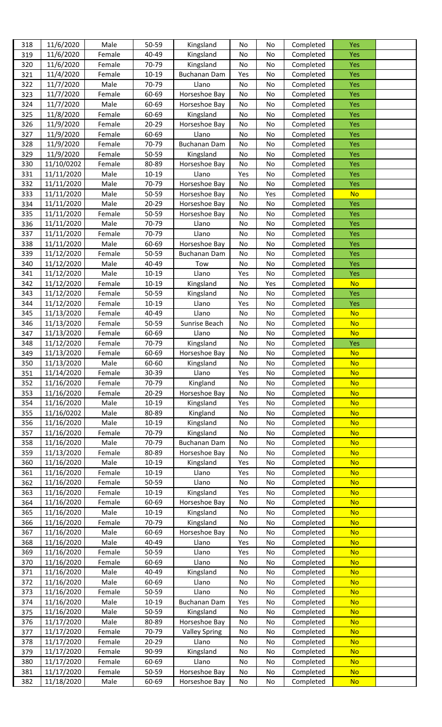| 318 | 11/6/2020 | Male | 50-59 | Kingsland | No | No | Completed | Yes | |
|---|---|---|---|---|---|---|---|---|---|
| 319 | 11/6/2020 | Female | 40-49 | Kingsland | No | No | Completed | Yes | |
| 320 | 11/6/2020 | Female | 70-79 | Kingsland | No | No | Completed | Yes | |
| 321 | 11/4/2020 | Female | 10-19 | Buchanan Dam | Yes | No | Completed | Yes | |
| 322 | 11/7/2020 | Male | 70-79 | Llano | No | No | Completed | Yes | |
| 323 | 11/7/2020 | Female | 60-69 | Horseshoe Bay | No | No | Completed | Yes | |
| 324 | 11/7/2020 | Male | 60-69 | Horseshoe Bay | No | No | Completed | Yes | |
| 325 | 11/8/2020 | Female | 60-69 | Kingsland | No | No | Completed | Yes | |
| 326 | 11/9/2020 | Female | 20-29 | Horseshoe Bay | No | No | Completed | Yes | |
| 327 | 11/9/2020 | Female | 60-69 | Llano | No | No | Completed | Yes | |
| 328 | 11/9/2020 | Female | 70-79 | Buchanan Dam | No | No | Completed | Yes | |
| 329 | 11/9/2020 | Female | 50-59 | Kingsland | No | No | Completed | Yes | |
| 330 | 11/10/0202 | Female | 80-89 | Horseshoe Bay | No | No | Completed | Yes | |
| 331 | 11/11/2020 | Male | 10-19 | Llano | Yes | No | Completed | Yes | |
| 332 | 11/11/2020 | Male | 70-79 | Horseshoe Bay | No | No | Completed | Yes | |
| 333 | 11/11/2020 | Male | 50-59 | Horseshoe Bay | No | Yes | Completed | No | |
| 334 | 11/11/2020 | Male | 20-29 | Horseshoe Bay | No | No | Completed | Yes | |
| 335 | 11/11/2020 | Female | 50-59 | Horseshoe Bay | No | No | Completed | Yes | |
| 336 | 11/11/2020 | Male | 70-79 | Llano | No | No | Completed | Yes | |
| 337 | 11/11/2020 | Female | 70-79 | Llano | No | No | Completed | Yes | |
| 338 | 11/11/2020 | Male | 60-69 | Horseshoe Bay | No | No | Completed | Yes | |
| 339 | 11/12/2020 | Female | 50-59 | Buchanan Dam | No | No | Completed | Yes | |
| 340 | 11/12/2020 | Male | 40-49 | Tow | No | No | Completed | Yes | |
| 341 | 11/12/2020 | Male | 10-19 | Llano | Yes | No | Completed | Yes | |
| 342 | 11/12/2020 | Female | 10-19 | Kingsland | No | Yes | Completed | No | |
| 343 | 11/12/2020 | Female | 50-59 | Kingsland | No | No | Completed | Yes | |
| 344 | 11/12/2020 | Female | 10-19 | Llano | Yes | No | Completed | Yes | |
| 345 | 11/13/2020 | Female | 40-49 | Llano | No | No | Completed | No | |
| 346 | 11/13/2020 | Female | 50-59 | Sunrise Beach | No | No | Completed | No | |
| 347 | 11/13/2020 | Female | 60-69 | Llano | No | No | Completed | No | |
| 348 | 11/12/2020 | Female | 70-79 | Kingsland | No | No | Completed | Yes | |
| 349 | 11/13/2020 | Female | 60-69 | Horseshoe Bay | No | No | Completed | No | |
| 350 | 11/13/2020 | Male | 60-60 | Kingsland | No | No | Completed | No | |
| 351 | 11/14/2020 | Female | 30-39 | Llano | Yes | No | Completed | No | |
| 352 | 11/16/2020 | Female | 70-79 | Kingland | No | No | Completed | No | |
| 353 | 11/16/2020 | Female | 20-29 | Horseshoe Bay | No | No | Completed | No | |
| 354 | 11/16/2020 | Male | 10-19 | Kingsland | Yes | No | Completed | No | |
| 355 | 11/16/0202 | Male | 80-89 | Kingland | No | No | Completed | No | |
| 356 | 11/16/2020 | Male | 10-19 | Kingsland | No | No | Completed | No | |
| 357 | 11/16/2020 | Female | 70-79 | Kingsland | No | No | Completed | No | |
| 358 | 11/16/2020 | Male | 70-79 | Buchanan Dam | No | No | Completed | No | |
| 359 | 11/13/2020 | Female | 80-89 | Horseshoe Bay | No | No | Completed | No | |
| 360 | 11/16/2020 | Male | 10-19 | Kingsland | Yes | No | Completed | No | |
| 361 | 11/16/2020 | Female | 10-19 | Llano | Yes | No | Completed | No | |
| 362 | 11/16/2020 | Female | 50-59 | Llano | No | No | Completed | No | |
| 363 | 11/16/2020 | Female | 10-19 | Kingsland | Yes | No | Completed | No | |
| 364 | 11/16/2020 | Female | 60-69 | Horseshoe Bay | No | No | Completed | No | |
| 365 | 11/16/2020 | Male | 10-19 | Kingsland | No | No | Completed | No | |
| 366 | 11/16/2020 | Female | 70-79 | Kingsland | No | No | Completed | No | |
| 367 | 11/16/2020 | Male | 60-69 | Horseshoe Bay | No | No | Completed | No | |
| 368 | 11/16/2020 | Male | 40-49 | Llano | Yes | No | Completed | No | |
| 369 | 11/16/2020 | Female | 50-59 | Llano | Yes | No | Completed | No | |
| 370 | 11/16/2020 | Female | 60-69 | Llano | No | No | Completed | No | |
| 371 | 11/16/2020 | Male | 40-49 | Kingsland | No | No | Completed | No | |
| 372 | 11/16/2020 | Male | 60-69 | Llano | No | No | Completed | No | |
| 373 | 11/16/2020 | Female | 50-59 | Llano | No | No | Completed | No | |
| 374 | 11/16/2020 | Male | 10-19 | Buchanan Dam | Yes | No | Completed | No | |
| 375 | 11/16/2020 | Male | 50-59 | Kingsland | No | No | Completed | No | |
| 376 | 11/17/2020 | Male | 80-89 | Horseshoe Bay | No | No | Completed | No | |
| 377 | 11/17/2020 | Female | 70-79 | Valley Spring | No | No | Completed | No | |
| 378 | 11/17/2020 | Female | 20-29 | Llano | No | No | Completed | No | |
| 379 | 11/17/2020 | Female | 90-99 | Kingsland | No | No | Completed | No | |
| 380 | 11/17/2020 | Female | 60-69 | Llano | No | No | Completed | No | |
| 381 | 11/17/2020 | Female | 50-59 | Horseshoe Bay | No | No | Completed | No | |
| 382 | 11/18/2020 | Male | 60-69 | Horseshoe Bay | No | No | Completed | No | |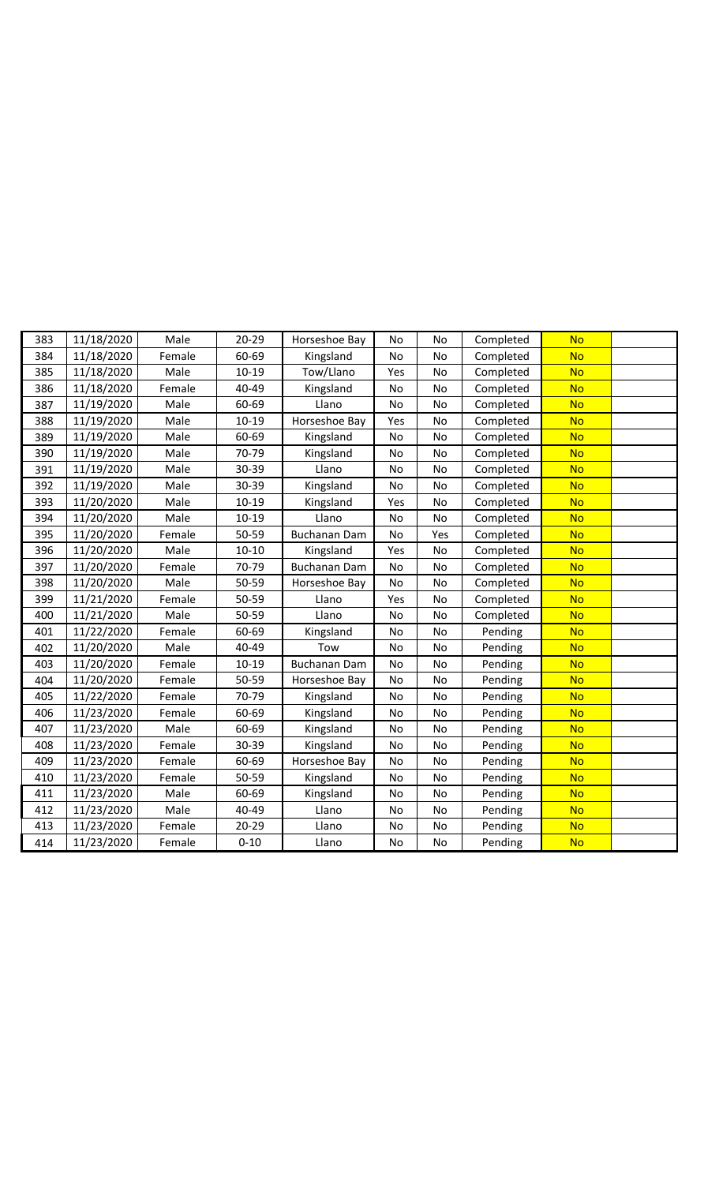| | | | | | | | | | |
|---|---|---|---|---|---|---|---|---|---|
| 383 | 11/18/2020 | Male | 20-29 | Horseshoe Bay | No | No | Completed | No | |
| 384 | 11/18/2020 | Female | 60-69 | Kingsland | No | No | Completed | No | |
| 385 | 11/18/2020 | Male | 10-19 | Tow/Llano | Yes | No | Completed | No | |
| 386 | 11/18/2020 | Female | 40-49 | Kingsland | No | No | Completed | No | |
| 387 | 11/19/2020 | Male | 60-69 | Llano | No | No | Completed | No | |
| 388 | 11/19/2020 | Male | 10-19 | Horseshoe Bay | Yes | No | Completed | No | |
| 389 | 11/19/2020 | Male | 60-69 | Kingsland | No | No | Completed | No | |
| 390 | 11/19/2020 | Male | 70-79 | Kingsland | No | No | Completed | No | |
| 391 | 11/19/2020 | Male | 30-39 | Llano | No | No | Completed | No | |
| 392 | 11/19/2020 | Male | 30-39 | Kingsland | No | No | Completed | No | |
| 393 | 11/20/2020 | Male | 10-19 | Kingsland | Yes | No | Completed | No | |
| 394 | 11/20/2020 | Male | 10-19 | Llano | No | No | Completed | No | |
| 395 | 11/20/2020 | Female | 50-59 | Buchanan Dam | No | Yes | Completed | No | |
| 396 | 11/20/2020 | Male | 10-10 | Kingsland | Yes | No | Completed | No | |
| 397 | 11/20/2020 | Female | 70-79 | Buchanan Dam | No | No | Completed | No | |
| 398 | 11/20/2020 | Male | 50-59 | Horseshoe Bay | No | No | Completed | No | |
| 399 | 11/21/2020 | Female | 50-59 | Llano | Yes | No | Completed | No | |
| 400 | 11/21/2020 | Male | 50-59 | Llano | No | No | Completed | No | |
| 401 | 11/22/2020 | Female | 60-69 | Kingsland | No | No | Pending | No | |
| 402 | 11/20/2020 | Male | 40-49 | Tow | No | No | Pending | No | |
| 403 | 11/20/2020 | Female | 10-19 | Buchanan Dam | No | No | Pending | No | |
| 404 | 11/20/2020 | Female | 50-59 | Horseshoe Bay | No | No | Pending | No | |
| 405 | 11/22/2020 | Female | 70-79 | Kingsland | No | No | Pending | No | |
| 406 | 11/23/2020 | Female | 60-69 | Kingsland | No | No | Pending | No | |
| 407 | 11/23/2020 | Male | 60-69 | Kingsland | No | No | Pending | No | |
| 408 | 11/23/2020 | Female | 30-39 | Kingsland | No | No | Pending | No | |
| 409 | 11/23/2020 | Female | 60-69 | Horseshoe Bay | No | No | Pending | No | |
| 410 | 11/23/2020 | Female | 50-59 | Kingsland | No | No | Pending | No | |
| 411 | 11/23/2020 | Male | 60-69 | Kingsland | No | No | Pending | No | |
| 412 | 11/23/2020 | Male | 40-49 | Llano | No | No | Pending | No | |
| 413 | 11/23/2020 | Female | 20-29 | Llano | No | No | Pending | No | |
| 414 | 11/23/2020 | Female | 0-10 | Llano | No | No | Pending | No | |